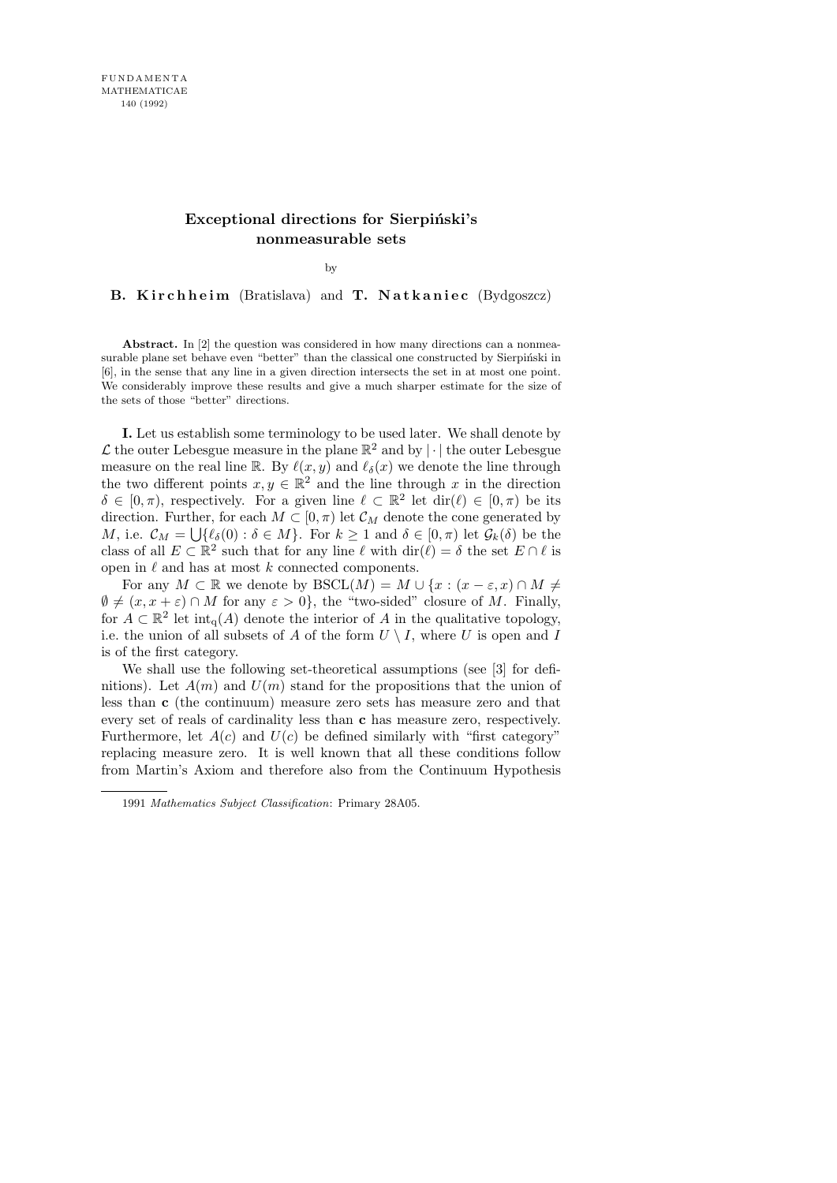# Exceptional directions for Sierpiński's nonmeasurable sets

by

**B. Kirchheim** (Bratislava) and **T. Natkaniec** (Bydgoszcz)

**Abstract.** In [2] the question was considered in how many directions can a nonmeasurable plane set behave even "better" than the classical one constructed by Sierpiński in [6], in the sense that any line in a given direction intersects the set in at most one point. We considerably improve these results and give a much sharper estimate for the size of the sets of those "better" directions.

**I.** Let us establish some terminology to be used later. We shall denote by $\mathcal{L}$ the outer Lebesgue measure in the plane $\mathbb{R}^2$ and by $|\cdot|$ the outer Lebesgue measure on the real line $\mathbb{R}$. By $\ell(x,y)$ and $\ell_\delta(x)$ we denote the line through the two different points $x, y \in \mathbb{R}^2$ and the line through $x$ in the direction $\delta \in [0,\pi)$, respectively. For a given line $\ell \subset \mathbb{R}^2$ let $\operatorname{dir}(\ell) \in [0,\pi)$ be its direction. Further, for each $M \subset [0,\pi)$ let $\mathcal{C}_M$ denote the cone generated by $M$, i.e. $\mathcal{C}_M = \bigcup\{\ell_\delta(0) : \delta \in M\}$. For $k \ge 1$ and $\delta \in [0,\pi)$ let $\mathcal{G}_k(\delta)$ be the class of all $E \subset \mathbb{R}^2$ such that for any line $\ell$ with $\operatorname{dir}(\ell) = \delta$ the set $E \cap \ell$ is open in $\ell$ and has at most $k$ connected components.

For any $M \subset \mathbb{R}$ we denote by $\operatorname{BSCL}(M) = M \cup \{x : (x-\varepsilon, x) \cap M \neq \emptyset \neq (x, x+\varepsilon) \cap M$ for any $\varepsilon > 0\}$, the "two-sided" closure of $M$. Finally, for $A \subset \mathbb{R}^2$ let $\operatorname{int}_q(A)$ denote the interior of $A$ in the qualitative topology, i.e. the union of all subsets of $A$ of the form $U \setminus I$, where $U$ is open and $I$ is of the first category.

We shall use the following set-theoretical assumptions (see [3] for definitions). Let $A(m)$ and $U(m)$ stand for the propositions that the union of less than $\mathbf{c}$ (the continuum) measure zero sets has measure zero and that every set of reals of cardinality less than $\mathbf{c}$ has measure zero, respectively. Furthermore, let $A(c)$ and $U(c)$ be defined similarly with "first category" replacing measure zero. It is well known that all these conditions follow from Martin's Axiom and therefore also from the Continuum Hypothesis

1991 *Mathematics Subject Classification*: Primary 28A05.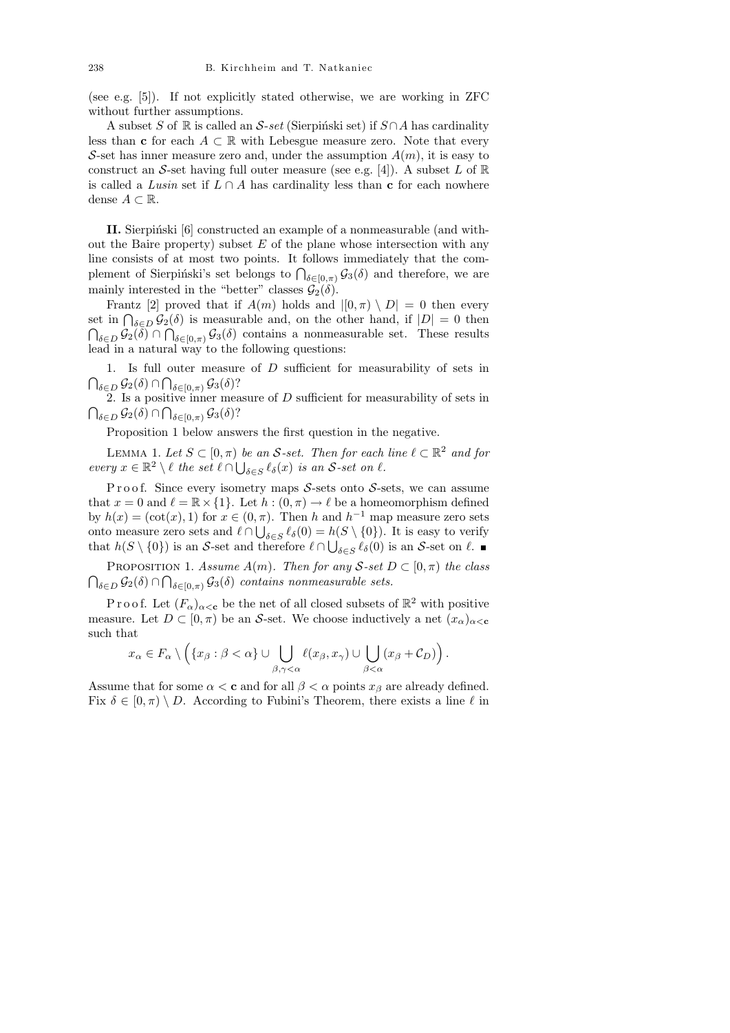(see e.g. [5]). If not explicitly stated otherwise, we are working in ZFC without further assumptions.

A subset $S$ of $\mathbb{R}$ is called an *$\mathcal{S}$-set* (Sierpiński set) if $S \cap A$ has cardinality less than $\mathbf{c}$ for each $A \subset \mathbb{R}$ with Lebesgue measure zero. Note that every $\mathcal{S}$-set has inner measure zero and, under the assumption $A(m)$, it is easy to construct an $\mathcal{S}$-set having full outer measure (see e.g. [4]). A subset $L$ of $\mathbb{R}$ is called a *Lusin* set if $L \cap A$ has cardinality less than $\mathbf{c}$ for each nowhere dense $A \subset \mathbb{R}$.

**II.** Sierpiński [6] constructed an example of a nonmeasurable (and without the Baire property) subset $E$ of the plane whose intersection with any line consists of at most two points. It follows immediately that the complement of Sierpiński's set belongs to $\bigcap_{\delta \in [0,\pi)} \mathcal{G}_3(\delta)$ and therefore, we are mainly interested in the "better" classes $\mathcal{G}_2(\delta)$.

Frantz [2] proved that if $A(m)$ holds and $|[0,\pi) \setminus D| = 0$ then every set in $\bigcap_{\delta \in D} \mathcal{G}_2(\delta)$ is measurable and, on the other hand, if $|D| = 0$ then $\bigcap_{\delta \in D} \mathcal{G}_2(\delta) \cap \bigcap_{\delta \in [0,\pi)} \mathcal{G}_3(\delta)$ contains a nonmeasurable set. These results lead in a natural way to the following questions:

1. Is full outer measure of $D$ sufficient for measurability of sets in $\bigcap_{\delta \in D} \mathcal{G}_2(\delta) \cap \bigcap_{\delta \in [0,\pi)} \mathcal{G}_3(\delta)$?
2. Is a positive inner measure of $D$ sufficient for measurability of sets in $\bigcap_{\delta \in D} \mathcal{G}_2(\delta) \cap \bigcap_{\delta \in [0,\pi)} \mathcal{G}_3(\delta)$?

Proposition 1 below answers the first question in the negative.

LEMMA 1. *Let $S \subset [0,\pi)$ be an $\mathcal{S}$-set. Then for each line $\ell \subset \mathbb{R}^2$ and for every $x \in \mathbb{R}^2 \setminus \ell$ the set $\ell \cap \bigcup_{\delta \in S} \ell_\delta(x)$ is an $\mathcal{S}$-set on $\ell$.*

Proof. Since every isometry maps $\mathcal{S}$-sets onto $\mathcal{S}$-sets, we can assume that $x = 0$ and $\ell = \mathbb{R} \times \{1\}$. Let $h : (0,\pi) \to \ell$ be a homeomorphism defined by $h(x) = (\cot(x), 1)$ for $x \in (0,\pi)$. Then $h$ and $h^{-1}$ map measure zero sets onto measure zero sets and $\ell \cap \bigcup_{\delta \in S} \ell_\delta(0) = h(S \setminus \{0\})$. It is easy to verify that $h(S \setminus \{0\})$ is an $\mathcal{S}$-set and therefore $\ell \cap \bigcup_{\delta \in S} \ell_\delta(0)$ is an $\mathcal{S}$-set on $\ell$. ∎

PROPOSITION 1. *Assume $A(m)$. Then for any $\mathcal{S}$-set $D \subset [0,\pi)$ the class $\bigcap_{\delta \in D} \mathcal{G}_2(\delta) \cap \bigcap_{\delta \in [0,\pi)} \mathcal{G}_3(\delta)$ contains nonmeasurable sets.*

Proof. Let $(F_\alpha)_{\alpha < \mathbf{c}}$ be the net of all closed subsets of $\mathbb{R}^2$ with positive measure. Let $D \subset [0,\pi)$ be an $\mathcal{S}$-set. We choose inductively a net $(x_\alpha)_{\alpha < \mathbf{c}}$ such that

$$x_\alpha \in F_\alpha \setminus \Big( \{x_\beta : \beta < \alpha\} \cup \bigcup_{\beta,\gamma < \alpha} \ell(x_\beta, x_\gamma) \cup \bigcup_{\beta < \alpha} (x_\beta + \mathcal{C}_D) \Big).$$

Assume that for some $\alpha < \mathbf{c}$ and for all $\beta < \alpha$ points $x_\beta$ are already defined. Fix $\delta \in [0,\pi) \setminus D$. According to Fubini's Theorem, there exists a line $\ell$ in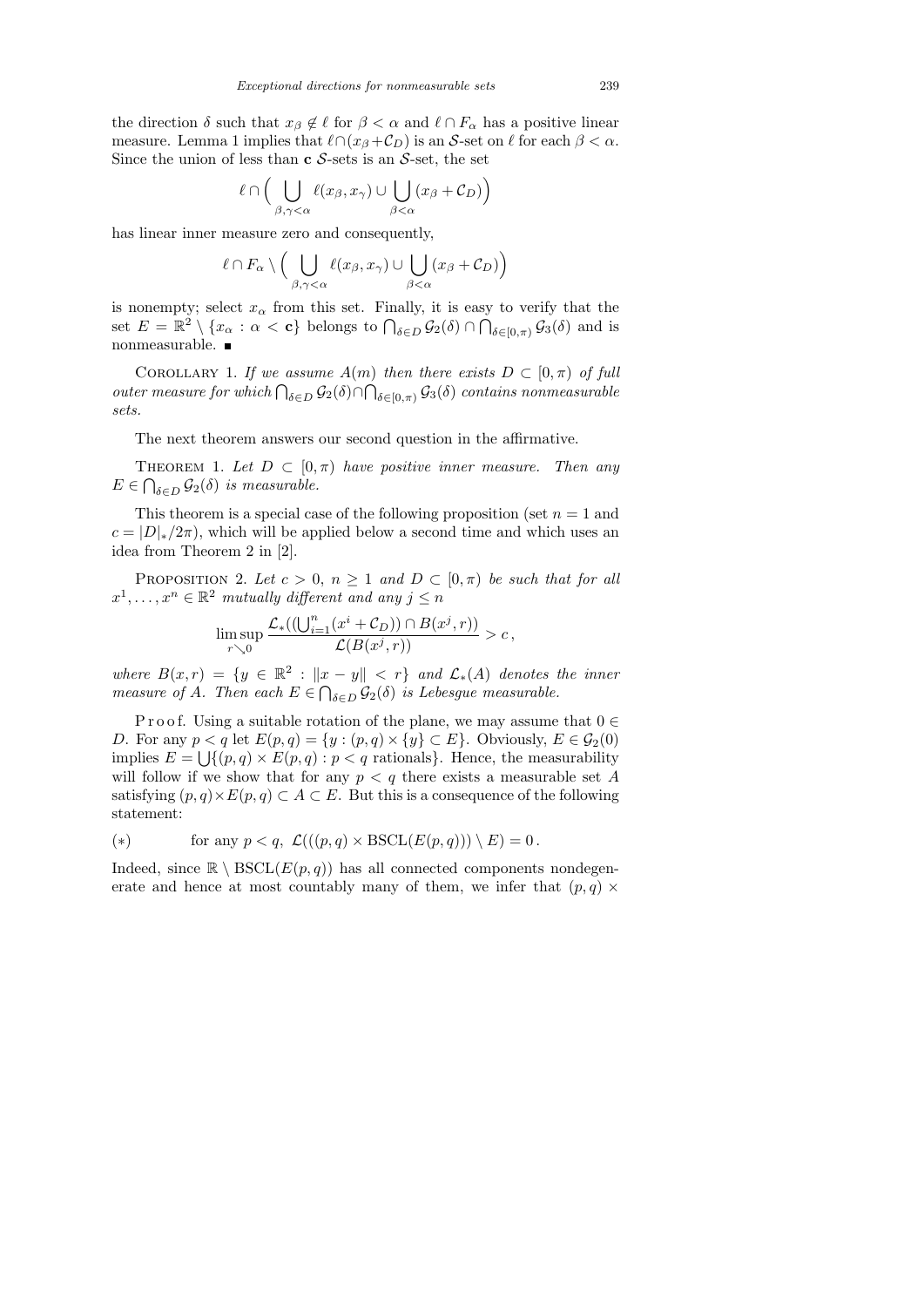the direction $\delta$ such that $x_\beta \notin \ell$ for $\beta < \alpha$ and $\ell \cap F_\alpha$ has a positive linear measure. Lemma 1 implies that $\ell \cap (x_\beta + \mathcal{C}_D)$ is an $\mathcal{S}$-set on $\ell$ for each $\beta < \alpha$. Since the union of less than $\mathbf{c}$ $\mathcal{S}$-sets is an $\mathcal{S}$-set, the set

$$\ell \cap \Big( \bigcup_{\beta,\gamma<\alpha} \ell(x_\beta, x_\gamma) \cup \bigcup_{\beta<\alpha} (x_\beta + \mathcal{C}_D) \Big)$$

has linear inner measure zero and consequently,

$$\ell \cap F_\alpha \setminus \Big( \bigcup_{\beta,\gamma<\alpha} \ell(x_\beta, x_\gamma) \cup \bigcup_{\beta<\alpha} (x_\beta + \mathcal{C}_D) \Big)$$

is nonempty; select $x_\alpha$ from this set. Finally, it is easy to verify that the set $E = \mathbb{R}^2 \setminus \{x_\alpha : \alpha < \mathbf{c}\}$ belongs to $\bigcap_{\delta\in D} \mathcal{G}_2(\delta) \cap \bigcap_{\delta\in[0,\pi)} \mathcal{G}_3(\delta)$ and is nonmeasurable. ∎

Corollary 1. *If we assume $A(m)$ then there exists $D \subset [0, \pi)$ of full outer measure for which $\bigcap_{\delta\in D} \mathcal{G}_2(\delta) \cap \bigcap_{\delta\in[0,\pi)} \mathcal{G}_3(\delta)$ contains nonmeasurable sets.*

The next theorem answers our second question in the affirmative.

Theorem 1. *Let $D \subset [0, \pi)$ have positive inner measure. Then any $E \in \bigcap_{\delta\in D} \mathcal{G}_2(\delta)$ is measurable.*

This theorem is a special case of the following proposition (set $n = 1$ and $c = |D|_*/2\pi$), which will be applied below a second time and which uses an idea from Theorem 2 in [2].

Proposition 2. *Let $c > 0$, $n \geq 1$ and $D \subset [0, \pi)$ be such that for all $x^1, \ldots, x^n \in \mathbb{R}^2$ mutually different and any $j \leq n$*

$$\limsup_{r\searrow 0} \frac{\mathcal{L}_*((\bigcup_{i=1}^n (x^i + \mathcal{C}_D)) \cap B(x^j, r))}{\mathcal{L}(B(x^j, r))} > c\,,$$

*where $B(x, r) = \{y \in \mathbb{R}^2 : \|x - y\| < r\}$ and $\mathcal{L}_*(A)$ denotes the inner measure of $A$. Then each $E \in \bigcap_{\delta\in D} \mathcal{G}_2(\delta)$ is Lebesgue measurable.*

Proof. Using a suitable rotation of the plane, we may assume that $0 \in D$. For any $p < q$ let $E(p, q) = \{y : (p, q) \times \{y\} \subset E\}$. Obviously, $E \in \mathcal{G}_2(0)$ implies $E = \bigcup\{(p, q) \times E(p, q) : p < q \text{ rationals}\}$. Hence, the measurability will follow if we show that for any $p < q$ there exists a measurable set $A$ satisfying $(p, q) \times E(p, q) \subset A \subset E$. But this is a consequence of the following statement:

$$(*) \qquad \text{for any } p < q,\ \mathcal{L}(((p, q) \times \mathrm{BSCL}(E(p, q))) \setminus E) = 0\,.$$

Indeed, since $\mathbb{R} \setminus \mathrm{BSCL}(E(p, q))$ has all connected components nondegenerate and hence at most countably many of them, we infer that $(p, q) \times$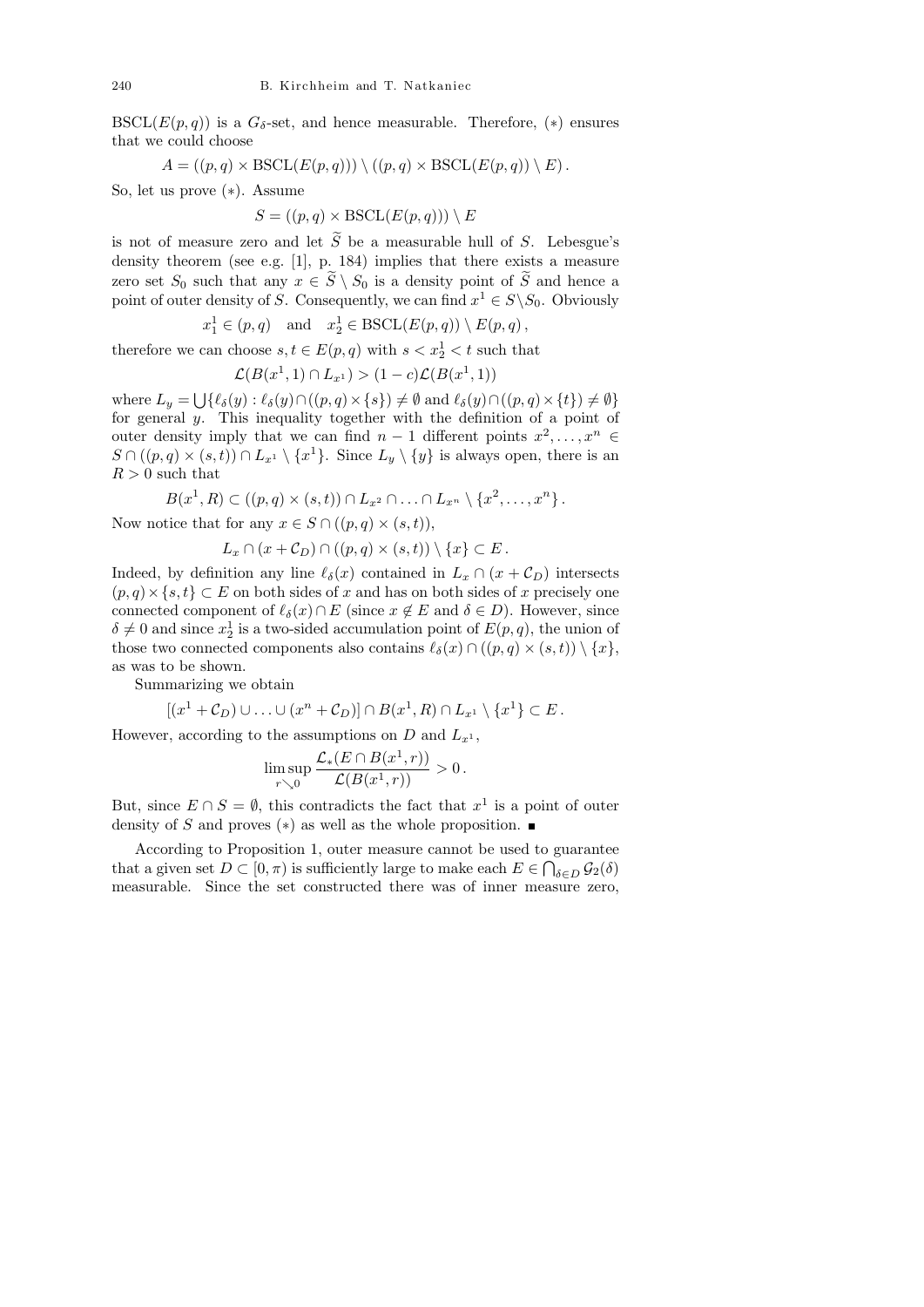$\mathrm{BSCL}(E(p,q))$ is a $G_\delta$-set, and hence measurable. Therefore, $(*)$ ensures that we could choose

$$A = ((p,q) \times \mathrm{BSCL}(E(p,q))) \setminus ((p,q) \times \mathrm{BSCL}(E(p,q)) \setminus E)\,.$$

So, let us prove $(*)$. Assume

$$S = ((p,q) \times \mathrm{BSCL}(E(p,q))) \setminus E$$

is not of measure zero and let $\widetilde{S}$ be a measurable hull of $S$. Lebesgue's density theorem (see e.g. [1], p. 184) implies that there exists a measure zero set $S_0$ such that any $x \in \widetilde{S} \setminus S_0$ is a density point of $\widetilde{S}$ and hence a point of outer density of $S$. Consequently, we can find $x^1 \in S \setminus S_0$. Obviously

$$x_1^1 \in (p,q) \quad \text{and} \quad x_2^1 \in \mathrm{BSCL}(E(p,q)) \setminus E(p,q)\,,$$

therefore we can choose $s, t \in E(p,q)$ with $s < x_2^1 < t$ such that

$$\mathcal{L}(B(x^1,1) \cap L_{x^1}) > (1-c)\mathcal{L}(B(x^1,1))$$

where $L_y = \bigcup\{\ell_\delta(y) : \ell_\delta(y) \cap ((p,q) \times \{s\}) \neq \emptyset \text{ and } \ell_\delta(y) \cap ((p,q) \times \{t\}) \neq \emptyset\}$ for general $y$. This inequality together with the definition of a point of outer density imply that we can find $n-1$ different points $x^2, \ldots, x^n \in S \cap ((p,q) \times (s,t)) \cap L_{x^1} \setminus \{x^1\}$. Since $L_y \setminus \{y\}$ is always open, there is an $R > 0$ such that

$$B(x^1, R) \subset ((p,q) \times (s,t)) \cap L_{x^2} \cap \ldots \cap L_{x^n} \setminus \{x^2, \ldots, x^n\}\,.$$

Now notice that for any $x \in S \cap ((p,q) \times (s,t))$,

$$L_x \cap (x + \mathcal{C}_D) \cap ((p,q) \times (s,t)) \setminus \{x\} \subset E\,.$$

Indeed, by definition any line $\ell_\delta(x)$ contained in $L_x \cap (x + \mathcal{C}_D)$ intersects $(p,q) \times \{s,t\} \subset E$ on both sides of $x$ and has on both sides of $x$ precisely one connected component of $\ell_\delta(x) \cap E$ (since $x \notin E$ and $\delta \in D$). However, since $\delta \neq 0$ and since $x_2^1$ is a two-sided accumulation point of $E(p,q)$, the union of those two connected components also contains $\ell_\delta(x) \cap ((p,q) \times (s,t)) \setminus \{x\}$, as was to be shown.

Summarizing we obtain

$$[(x^1 + \mathcal{C}_D) \cup \ldots \cup (x^n + \mathcal{C}_D)] \cap B(x^1, R) \cap L_{x^1} \setminus \{x^1\} \subset E\,.$$

However, according to the assumptions on $D$ and $L_{x^1}$,

$$\limsup_{r \searrow 0} \frac{\mathcal{L}_*(E \cap B(x^1, r))}{\mathcal{L}(B(x^1, r))} > 0\,.$$

But, since $E \cap S = \emptyset$, this contradicts the fact that $x^1$ is a point of outer density of $S$ and proves $(*)$ as well as the whole proposition. ∎

According to Proposition 1, outer measure cannot be used to guarantee that a given set $D \subset [0, \pi)$ is sufficiently large to make each $E \in \bigcap_{\delta \in D} \mathcal{G}_2(\delta)$ measurable. Since the set constructed there was of inner measure zero,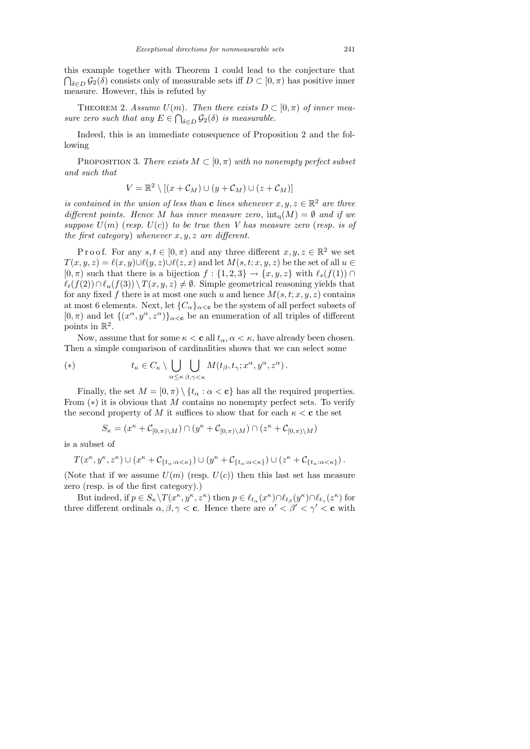this example together with Theorem 1 could lead to the conjecture that $\bigcap_{\delta\in D}\mathcal{G}_2(\delta)$ consists only of measurable sets iff $D\subset[0,\pi)$ has positive inner measure. However, this is refuted by

Theorem 2. *Assume $U(m)$. Then there exists $D\subset[0,\pi)$ of inner measure zero such that any $E\in\bigcap_{\delta\in D}\mathcal{G}_2(\delta)$ is measurable.*

Indeed, this is an immediate consequence of Proposition 2 and the following

Proposition 3. *There exists $M\subset[0,\pi)$ with no nonempty perfect subset and such that*

$$V=\mathbb{R}^2\setminus[(x+\mathcal{C}_M)\cup(y+\mathcal{C}_M)\cup(z+\mathcal{C}_M)]$$

*is contained in the union of less than $\mathbf{c}$ lines whenever $x,y,z\in\mathbb{R}^2$ are three different points. Hence $M$ has inner measure zero, $\mathrm{int}_q(M)=\emptyset$ and if we suppose $U(m)$ (resp. $U(c)$) to be true then $V$ has measure zero (resp. is of the first category) whenever $x,y,z$ are different.*

Proof. For any $s,t\in[0,\pi)$ and any three different $x,y,z\in\mathbb{R}^2$ we set $T(x,y,z)=\ell(x,y)\cup\ell(y,z)\cup\ell(z,x)$ and let $M(s,t;x,y,z)$ be the set of all $u\in[0,\pi)$ such that there is a bijection $f:\{1,2,3\}\to\{x,y,z\}$ with $\ell_s(f(1))\cap\ell_t(f(2))\cap\ell_u(f(3))\setminus T(x,y,z)\neq\emptyset$. Simple geometrical reasoning yields that for any fixed $f$ there is at most one such $u$ and hence $M(s,t;x,y,z)$ contains at most 6 elements. Next, let $\{C_\alpha\}_{\alpha<\mathbf{c}}$ be the system of all perfect subsets of $[0,\pi)$ and let $\{(x^\alpha,y^\alpha,z^\alpha)\}_{\alpha<\mathbf{c}}$ be an enumeration of all triples of different points in $\mathbb{R}^2$.

Now, assume that for some $\kappa<\mathbf{c}$ all $t_\alpha,\alpha<\kappa$, have already been chosen. Then a simple comparison of cardinalities shows that we can select some

$$(*)\qquad t_\kappa\in C_\kappa\setminus\bigcup_{\alpha\le\kappa}\ \bigcup_{\beta,\gamma<\kappa}M(t_\beta,t_\gamma;x^\alpha,y^\alpha,z^\alpha)\,.$$

Finally, the set $M=[0,\pi)\setminus\{t_\alpha:\alpha<\mathbf{c}\}$ has all the required properties. From $(*)$ it is obvious that $M$ contains no nonempty perfect sets. To verify the second property of $M$ it suffices to show that for each $\kappa<\mathbf{c}$ the set

$$S_\kappa=(x^\kappa+\mathcal{C}_{[0,\pi)\setminus M})\cap(y^\kappa+\mathcal{C}_{[0,\pi)\setminus M})\cap(z^\kappa+\mathcal{C}_{[0,\pi)\setminus M})$$

is a subset of

$$T(x^\kappa,y^\kappa,z^\kappa)\cup(x^\kappa+\mathcal{C}_{\{t_\alpha:\alpha<\kappa\}})\cup(y^\kappa+\mathcal{C}_{\{t_\alpha:\alpha<\kappa\}})\cup(z^\kappa+\mathcal{C}_{\{t_\alpha:\alpha<\kappa\}})\,.$$

(Note that if we assume $U(m)$ (resp. $U(c)$) then this last set has measure zero (resp. is of the first category).)

But indeed, if $p\in S_\kappa\setminus T(x^\kappa,y^\kappa,z^\kappa)$ then $p\in\ell_{t_\alpha}(x^\kappa)\cap\ell_{t_\beta}(y^\kappa)\cap\ell_{t_\gamma}(z^\kappa)$ for three different ordinals $\alpha,\beta,\gamma<\mathbf{c}$. Hence there are $\alpha'<\beta'<\gamma'<\mathbf{c}$ with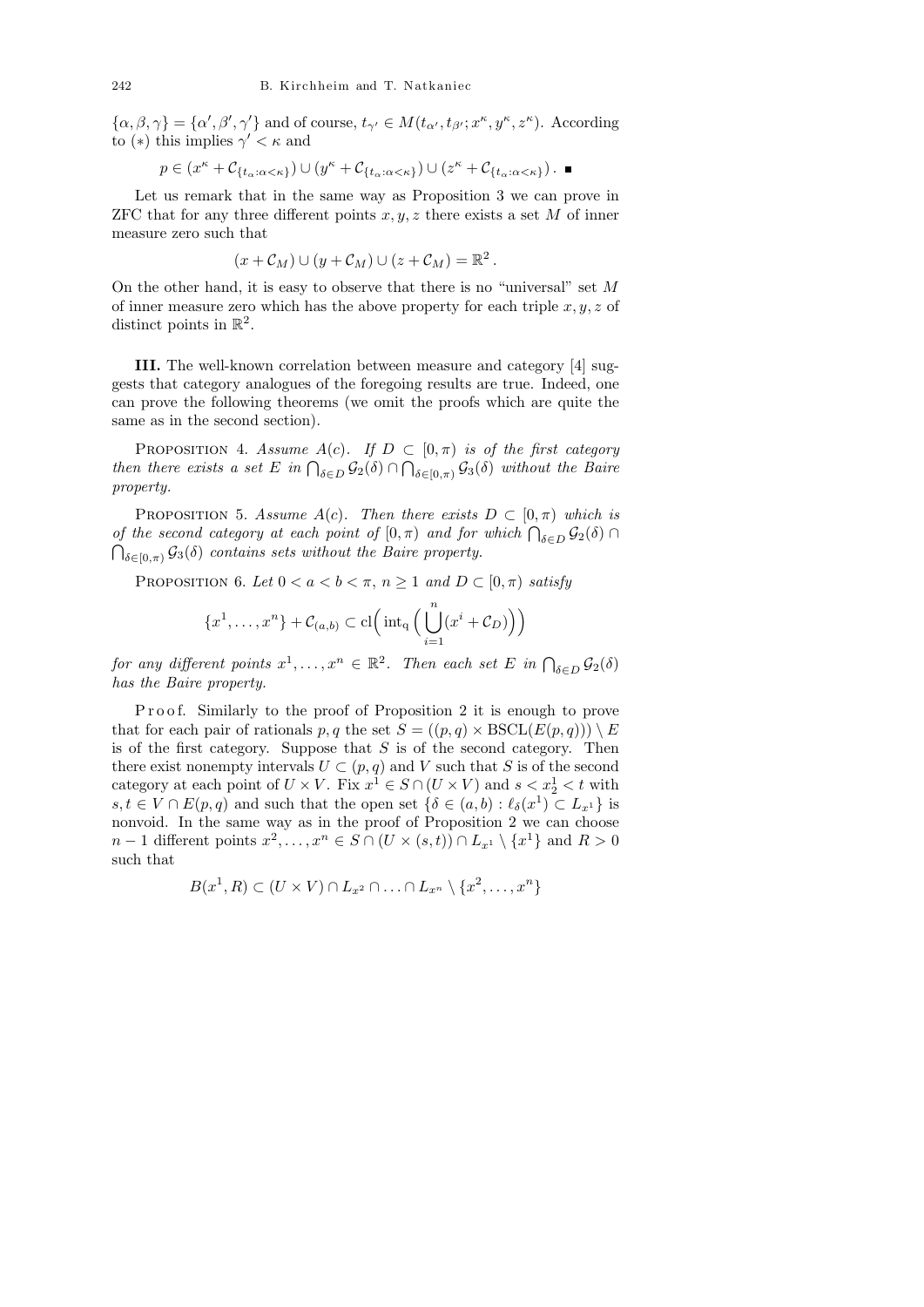$\{\alpha, \beta, \gamma\} = \{\alpha', \beta', \gamma'\}$ and of course, $t_{\gamma'} \in M(t_{\alpha'}, t_{\beta'}; x^\kappa, y^\kappa, z^\kappa)$. According to $(*)$ this implies $\gamma' < \kappa$ and

$$p \in (x^\kappa + \mathcal{C}_{\{t_\alpha : \alpha < \kappa\}}) \cup (y^\kappa + \mathcal{C}_{\{t_\alpha : \alpha < \kappa\}}) \cup (z^\kappa + \mathcal{C}_{\{t_\alpha : \alpha < \kappa\}}) . \ \blacksquare$$

Let us remark that in the same way as Proposition 3 we can prove in ZFC that for any three different points $x, y, z$ there exists a set $M$ of inner measure zero such that

$$(x + \mathcal{C}_M) \cup (y + \mathcal{C}_M) \cup (z + \mathcal{C}_M) = \mathbb{R}^2 .$$

On the other hand, it is easy to observe that there is no "universal" set $M$ of inner measure zero which has the above property for each triple $x, y, z$ of distinct points in $\mathbb{R}^2$.

**III.** The well-known correlation between measure and category [4] suggests that category analogues of the foregoing results are true. Indeed, one can prove the following theorems (we omit the proofs which are quite the same as in the second section).

PROPOSITION 4. *Assume $A(c)$. If $D \subset [0, \pi)$ is of the first category then there exists a set $E$ in $\bigcap_{\delta \in D} \mathcal{G}_2(\delta) \cap \bigcap_{\delta \in [0,\pi)} \mathcal{G}_3(\delta)$ without the Baire property.*

PROPOSITION 5. *Assume $A(c)$. Then there exists $D \subset [0, \pi)$ which is of the second category at each point of $[0, \pi)$ and for which $\bigcap_{\delta \in D} \mathcal{G}_2(\delta) \cap \bigcap_{\delta \in [0,\pi)} \mathcal{G}_3(\delta)$ contains sets without the Baire property.*

PROPOSITION 6. *Let $0 < a < b < \pi$, $n \geq 1$ and $D \subset [0, \pi)$ satisfy*

$$\{x^1, \ldots, x^n\} + \mathcal{C}_{(a,b)} \subset \mathrm{cl}\Big( \mathrm{int}_{\mathrm{q}} \Big( \bigcup_{i=1}^{n} (x^i + \mathcal{C}_D) \Big) \Big)$$

*for any different points $x^1, \ldots, x^n \in \mathbb{R}^2$. Then each set $E$ in $\bigcap_{\delta \in D} \mathcal{G}_2(\delta)$ has the Baire property.*

Proof. Similarly to the proof of Proposition 2 it is enough to prove that for each pair of rationals $p, q$ the set $S = ((p, q) \times \mathrm{BSCL}(E(p, q))) \setminus E$ is of the first category. Suppose that $S$ is of the second category. Then there exist nonempty intervals $U \subset (p, q)$ and $V$ such that $S$ is of the second category at each point of $U \times V$. Fix $x^1 \in S \cap (U \times V)$ and $s < x^1_2 < t$ with $s, t \in V \cap E(p, q)$ and such that the open set $\{\delta \in (a, b) : \ell_\delta(x^1) \subset L_{x^1}\}$ is nonvoid. In the same way as in the proof of Proposition 2 we can choose $n - 1$ different points $x^2, \ldots, x^n \in S \cap (U \times (s, t)) \cap L_{x^1} \setminus \{x^1\}$ and $R > 0$ such that

$$B(x^1, R) \subset (U \times V) \cap L_{x^2} \cap \ldots \cap L_{x^n} \setminus \{x^2, \ldots, x^n\}$$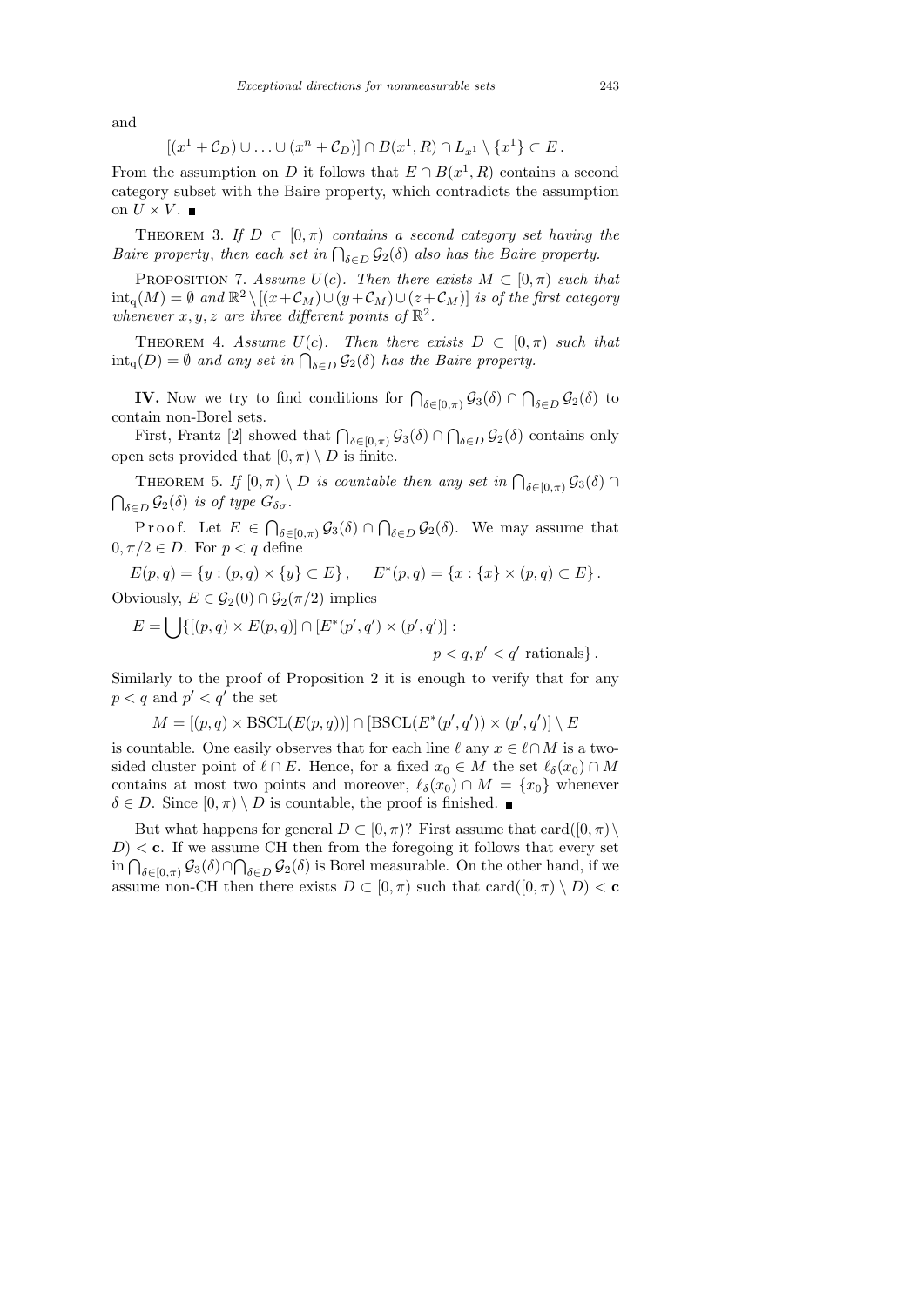and

$$[(x^1+\mathcal{C}_D)\cup\ldots\cup(x^n+\mathcal{C}_D)]\cap B(x^1,R)\cap L_{x^1}\setminus\{x^1\}\subset E\,.$$

From the assumption on $D$ it follows that $E\cap B(x^1,R)$ contains a second category subset with the Baire property, which contradicts the assumption on $U\times V$. ∎

Theorem 3. *If $D\subset[0,\pi)$ contains a second category set having the Baire property, then each set in $\bigcap_{\delta\in D}\mathcal{G}_2(\delta)$ also has the Baire property.*

Proposition 7. *Assume $U(c)$. Then there exists $M\subset[0,\pi)$ such that $\mathrm{int}_{\mathrm{q}}(M)=\emptyset$ and $\mathbb{R}^2\setminus[(x+\mathcal{C}_M)\cup(y+\mathcal{C}_M)\cup(z+\mathcal{C}_M)]$ is of the first category whenever $x,y,z$ are three different points of $\mathbb{R}^2$.*

Theorem 4. *Assume $U(c)$. Then there exists $D\subset[0,\pi)$ such that $\mathrm{int}_{\mathrm{q}}(D)=\emptyset$ and any set in $\bigcap_{\delta\in D}\mathcal{G}_2(\delta)$ has the Baire property.*

**IV.** Now we try to find conditions for $\bigcap_{\delta\in[0,\pi)}\mathcal{G}_3(\delta)\cap\bigcap_{\delta\in D}\mathcal{G}_2(\delta)$ to contain non-Borel sets.

First, Frantz [2] showed that $\bigcap_{\delta\in[0,\pi)}\mathcal{G}_3(\delta)\cap\bigcap_{\delta\in D}\mathcal{G}_2(\delta)$ contains only open sets provided that $[0,\pi)\setminus D$ is finite.

Theorem 5. *If $[0,\pi)\setminus D$ is countable then any set in $\bigcap_{\delta\in[0,\pi)}\mathcal{G}_3(\delta)\cap\bigcap_{\delta\in D}\mathcal{G}_2(\delta)$ is of type $G_{\delta\sigma}$.*

Proof. Let $E\in\bigcap_{\delta\in[0,\pi)}\mathcal{G}_3(\delta)\cap\bigcap_{\delta\in D}\mathcal{G}_2(\delta)$. We may assume that $0,\pi/2\in D$. For $p<q$ define

$$E(p,q)=\{y:(p,q)\times\{y\}\subset E\}\,,\qquad E^*(p,q)=\{x:\{x\}\times(p,q)\subset E\}\,.$$

Obviously, $E\in\mathcal{G}_2(0)\cap\mathcal{G}_2(\pi/2)$ implies

$$E=\bigcup\{[(p,q)\times E(p,q)]\cap[E^*(p',q')\times(p',q')]:\ p<q,p'<q'\text{ rationals}\}\,.$$

Similarly to the proof of Proposition 2 it is enough to verify that for any $p<q$ and $p'<q'$ the set

$$M=[(p,q)\times\mathrm{BSCL}(E(p,q))]\cap[\mathrm{BSCL}(E^*(p',q'))\times(p',q')]\setminus E$$

is countable. One easily observes that for each line $\ell$ any $x\in\ell\cap M$ is a two-sided cluster point of $\ell\cap E$. Hence, for a fixed $x_0\in M$ the set $\ell_\delta(x_0)\cap M$ contains at most two points and moreover, $\ell_\delta(x_0)\cap M=\{x_0\}$ whenever $\delta\in D$. Since $[0,\pi)\setminus D$ is countable, the proof is finished. ∎

But what happens for general $D\subset[0,\pi)$? First assume that $\mathrm{card}([0,\pi)\setminus D)<\mathbf{c}$. If we assume CH then from the foregoing it follows that every set in $\bigcap_{\delta\in[0,\pi)}\mathcal{G}_3(\delta)\cap\bigcap_{\delta\in D}\mathcal{G}_2(\delta)$ is Borel measurable. On the other hand, if we assume non-CH then there exists $D\subset[0,\pi)$ such that $\mathrm{card}([0,\pi)\setminus D)<\mathbf{c}$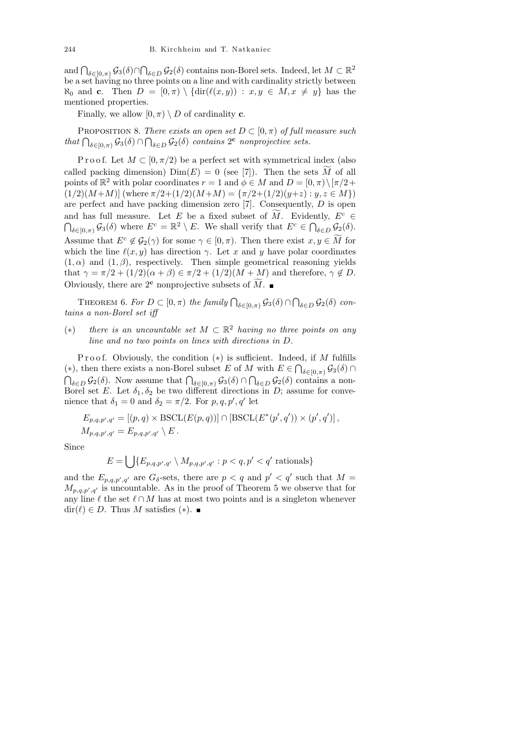and $\bigcap_{\delta\in[0,\pi)}\mathcal{G}_3(\delta)\cap\bigcap_{\delta\in D}\mathcal{G}_2(\delta)$ contains non-Borel sets. Indeed, let $M\subset\mathbb{R}^2$ be a set having no three points on a line and with cardinality strictly between $\aleph_0$ and $\mathbf{c}$. Then $D=[0,\pi)\setminus\{\mathrm{dir}(\ell(x,y)) : x,y\in M, x\neq y\}$ has the mentioned properties.

Finally, we allow $[0,\pi)\setminus D$ of cardinality $\mathbf{c}$.

Proposition 8. *There exists an open set $D\subset[0,\pi)$ of full measure such that $\bigcap_{\delta\in[0,\pi)}\mathcal{G}_3(\delta)\cap\bigcap_{\delta\in D}\mathcal{G}_2(\delta)$ contains $2^{\mathbf{c}}$ nonprojective sets.*

Proof. Let $M\subset[0,\pi/2)$ be a perfect set with symmetrical index (also called packing dimension) $\mathrm{Dim}(E)=0$ (see [7]). Then the sets $\widetilde{M}$ of all points of $\mathbb{R}^2$ with polar coordinates $r=1$ and $\phi\in M$ and $D=[0,\pi)\setminus[\pi/2+(1/2)(M+M)]$ (where $\pi/2+(1/2)(M+M)=\{\pi/2+(1/2)(y+z) : y,z\in M\}$) are perfect and have packing dimension zero [7]. Consequently, $D$ is open and has full measure. Let $E$ be a fixed subset of $\widetilde{M}$. Evidently, $E^c\in\bigcap_{\delta\in[0,\pi)}\mathcal{G}_3(\delta)$ where $E^c=\mathbb{R}^2\setminus E$. We shall verify that $E^c\in\bigcap_{\delta\in D}\mathcal{G}_2(\delta)$. Assume that $E^c\notin\mathcal{G}_2(\gamma)$ for some $\gamma\in[0,\pi)$. Then there exist $x,y\in\widetilde{M}$ for which the line $\ell(x,y)$ has direction $\gamma$. Let $x$ and $y$ have polar coordinates $(1,\alpha)$ and $(1,\beta)$, respectively. Then simple geometrical reasoning yields that $\gamma=\pi/2+(1/2)(\alpha+\beta)\in\pi/2+(1/2)(M+M)$ and therefore, $\gamma\notin D$. Obviously, there are $2^{\mathbf{c}}$ nonprojective subsets of $\widetilde{M}$. ■

Theorem 6. *For $D\subset[0,\pi)$ the family $\bigcap_{\delta\in[0,\pi)}\mathcal{G}_3(\delta)\cap\bigcap_{\delta\in D}\mathcal{G}_2(\delta)$ contains a non-Borel set iff*

(∗) *there is an uncountable set $M\subset\mathbb{R}^2$ having no three points on any line and no two points on lines with directions in $D$.*

Proof. Obviously, the condition (∗) is sufficient. Indeed, if $M$ fulfills (∗), then there exists a non-Borel subset $E$ of $M$ with $E\in\bigcap_{\delta\in[0,\pi)}\mathcal{G}_3(\delta)\cap\bigcap_{\delta\in D}\mathcal{G}_2(\delta)$. Now assume that $\bigcap_{\delta\in[0,\pi)}\mathcal{G}_3(\delta)\cap\bigcap_{\delta\in D}\mathcal{G}_2(\delta)$ contains a non-Borel set $E$. Let $\delta_1,\delta_2$ be two different directions in $D$; assume for convenience that $\delta_1=0$ and $\delta_2=\pi/2$. For $p,q,p',q'$ let

$$E_{p,q,p',q'}=[(p,q)\times\mathrm{BSCL}(E(p,q))]\cap[\mathrm{BSCL}(E^*(p',q'))\times(p',q')],$$
$$M_{p,q,p',q'}=E_{p,q,p',q'}\setminus E.$$

Since

$$E=\bigcup\{E_{p,q,p',q'}\setminus M_{p,q,p',q'} : p<q, p'<q' \text{ rationals}\}$$

and the $E_{p,q,p',q'}$ are $G_\delta$-sets, there are $p<q$ and $p'<q'$ such that $M=M_{p,q,p',q'}$ is uncountable. As in the proof of Theorem 5 we observe that for any line $\ell$ the set $\ell\cap M$ has at most two points and is a singleton whenever $\mathrm{dir}(\ell)\in D$. Thus $M$ satisfies (∗). ■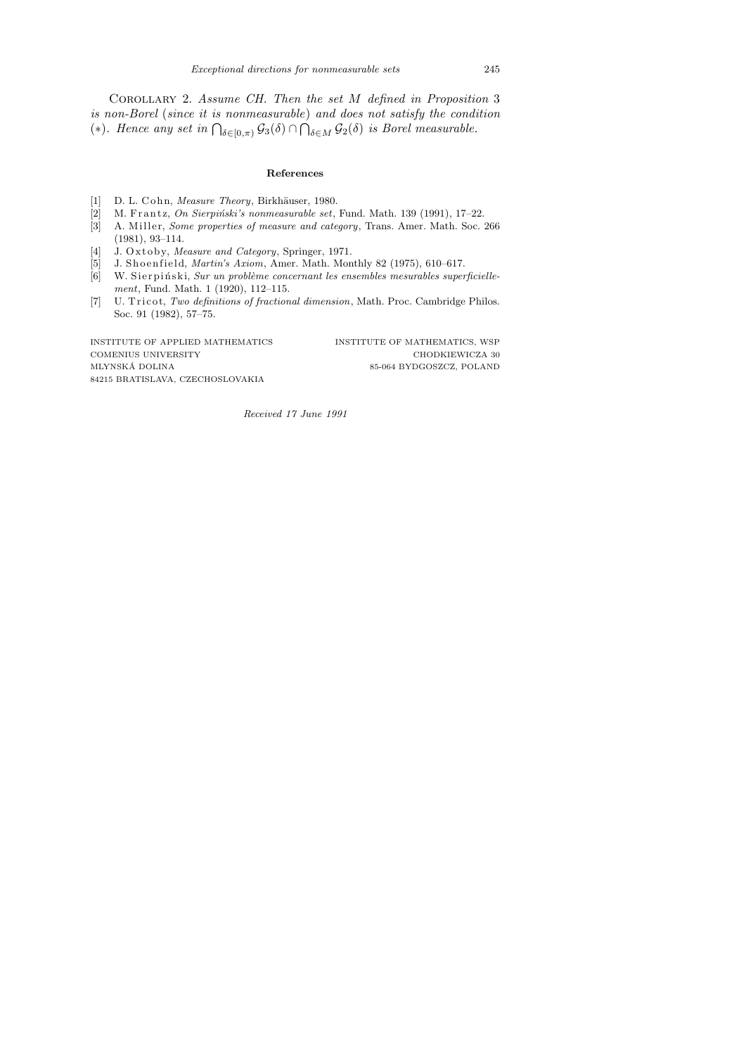COROLLARY 2. *Assume CH. Then the set $M$ defined in Proposition 3 is non-Borel* (*since it is nonmeasurable*) *and does not satisfy the condition* (*). *Hence any set in* $\bigcap_{\delta\in[0,\pi)} \mathcal{G}_3(\delta) \cap \bigcap_{\delta\in M} \mathcal{G}_2(\delta)$ *is Borel measurable.*

## References

[1] D. L. Cohn, *Measure Theory*, Birkhäuser, 1980.

[2] M. Frantz, *On Sierpiński's nonmeasurable set*, Fund. Math. 139 (1991), 17–22.

[3] A. Miller, *Some properties of measure and category*, Trans. Amer. Math. Soc. 266 (1981), 93–114.

[4] J. Oxtoby, *Measure and Category*, Springer, 1971.

[5] J. Shoenfield, *Martin's Axiom*, Amer. Math. Monthly 82 (1975), 610–617.

[6] W. Sierpiński, *Sur un problème concernant les ensembles mesurables superficiellement*, Fund. Math. 1 (1920), 112–115.

[7] U. Tricot, *Two definitions of fractional dimension*, Math. Proc. Cambridge Philos. Soc. 91 (1982), 57–75.

INSTITUTE OF APPLIED MATHEMATICS
COMENIUS UNIVERSITY
MLYNSKÁ DOLINA
84215 BRATISLAVA, CZECHOSLOVAKIA

INSTITUTE OF MATHEMATICS, WSP
CHODKIEWICZA 30
85-064 BYDGOSZCZ, POLAND

*Received 17 June 1991*